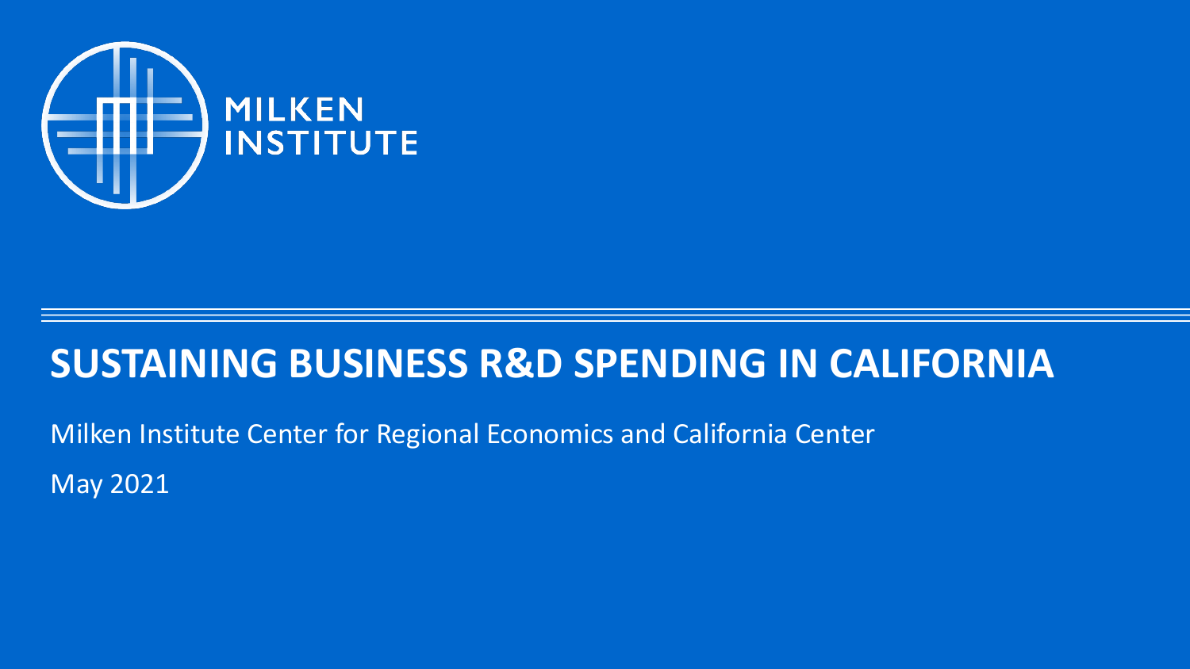MILKEN INSTITUTE

# SUSTAINING BUSINESS R&D SPENDING IN CALIFORNIA

Milken Institute Center for Regional Economics and California Center

May 2021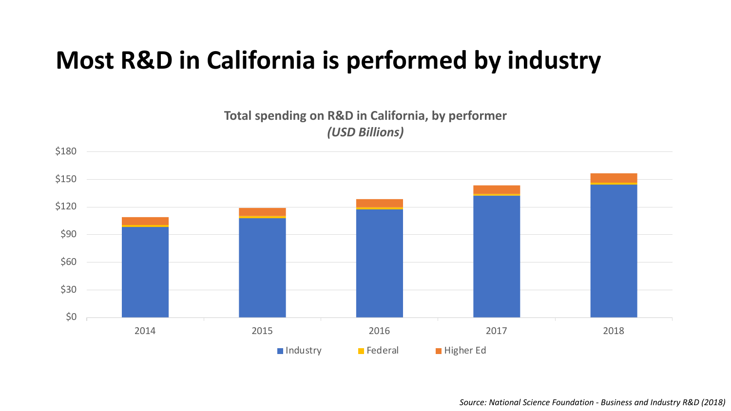# Most R&D in California is performed by industry

**Total spending on R&D in California, by performer**
***(USD Billions)***

$180
$150
$120
$90
$60
$30
$0

2014 2015 2016 2017 2018

Industry Federal Higher Ed

*Source: National Science Foundation - Business and Industry R&D (2018)*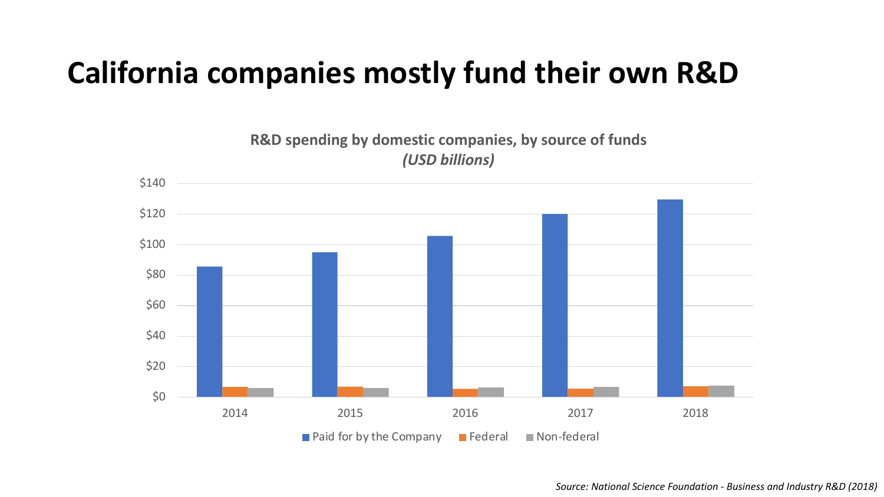# California companies mostly fund their own R&D

**R&D spending by domestic companies, by source of funds**
***(USD billions)***

$140
$120
$100
$80
$60
$40
$20
$0

2014 2015 2016 2017 2018

Paid for by the Company · Federal · Non-federal

*Source: National Science Foundation - Business and Industry R&D (2018)*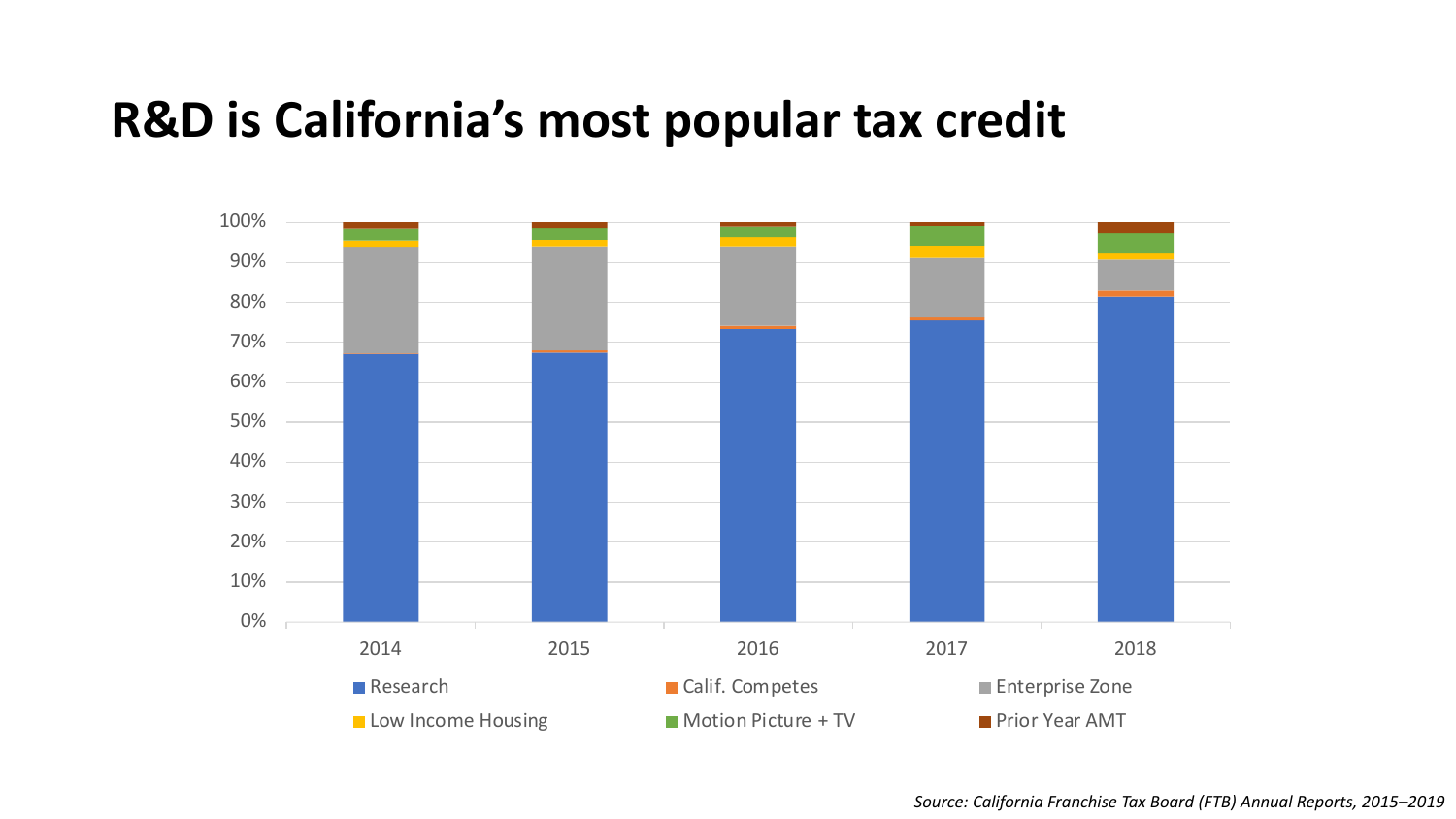# R&D is California's most popular tax credit

*Source: California Franchise Tax Board (FTB) Annual Reports, 2015–2019*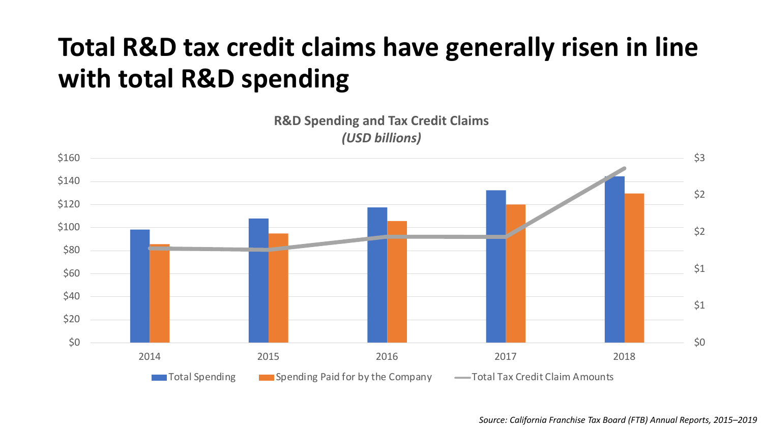# Total R&D tax credit claims have generally risen in line with total R&D spending

**R&D Spending and Tax Credit Claims**
*(USD billions)*

$160
$140
$120
$100
$80
$60
$40
$20
$0

$3
$2
$2
$1
$1
$0

2014 2015 2016 2017 2018

Total Spending   Spending Paid for by the Company   Total Tax Credit Claim Amounts

*Source: California Franchise Tax Board (FTB) Annual Reports, 2015–2019*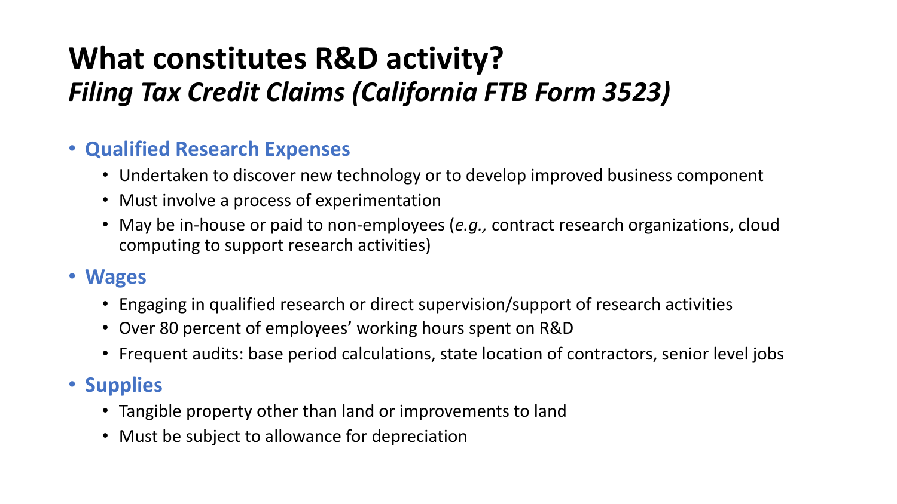# What constitutes R&D activity?

## *Filing Tax Credit Claims (California FTB Form 3523)*

- **Qualified Research Expenses**
  - Undertaken to discover new technology or to develop improved business component
  - Must involve a process of experimentation
  - May be in-house or paid to non-employees (*e.g.,* contract research organizations, cloud computing to support research activities)
- **Wages**
  - Engaging in qualified research or direct supervision/support of research activities
  - Over 80 percent of employees' working hours spent on R&D
  - Frequent audits: base period calculations, state location of contractors, senior level jobs
- **Supplies**
  - Tangible property other than land or improvements to land
  - Must be subject to allowance for depreciation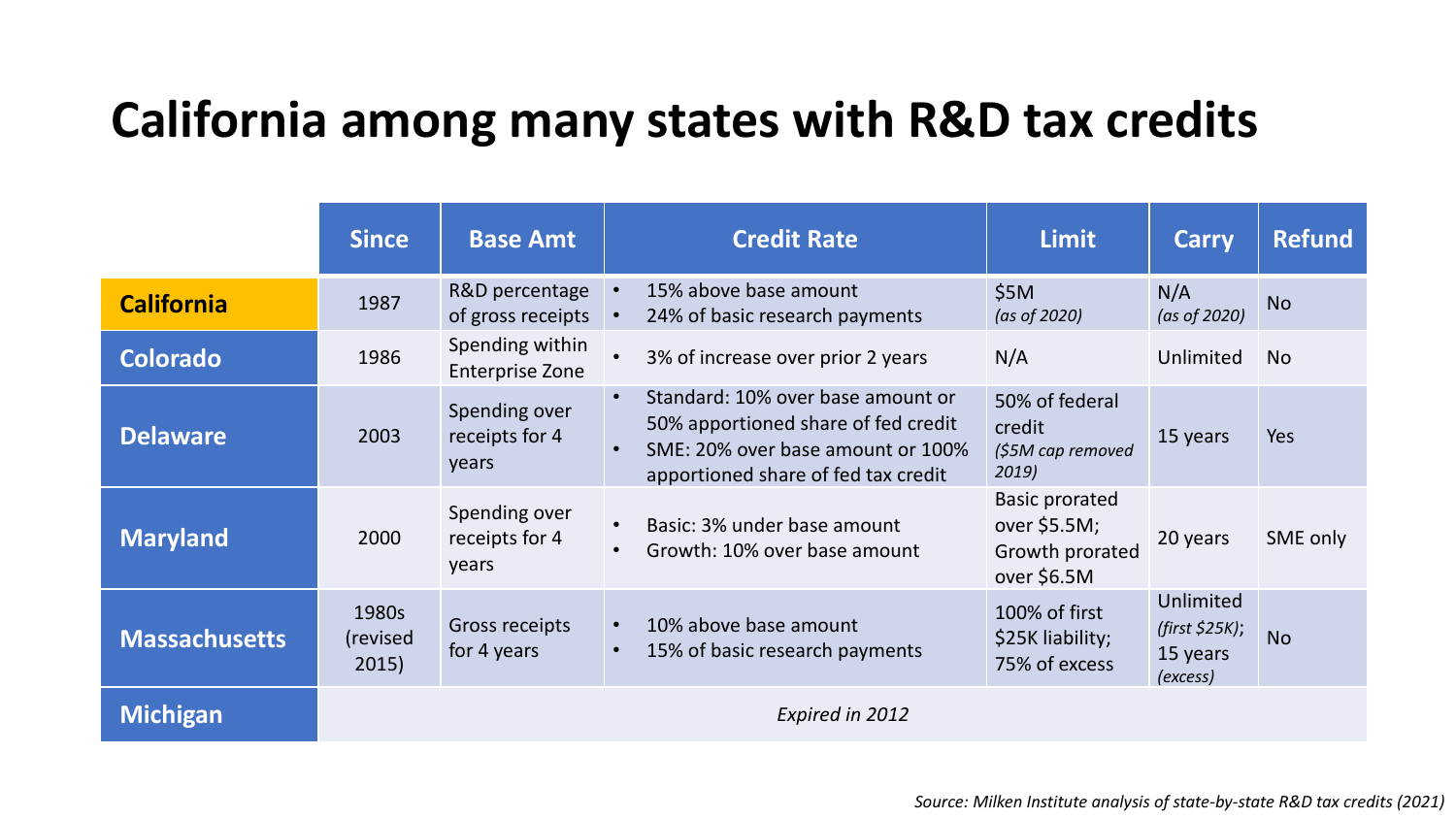# California among many states with R&D tax credits

| | Since | Base Amt | Credit Rate | Limit | Carry | Refund |
|---|---|---|---|---|---|---|
| **California** | 1987 | R&D percentage of gross receipts | • 15% above base amount<br>• 24% of basic research payments | $5M *(as of 2020)* | N/A *(as of 2020)* | No |
| **Colorado** | 1986 | Spending within Enterprise Zone | • 3% of increase over prior 2 years | N/A | Unlimited | No |
| **Delaware** | 2003 | Spending over receipts for 4 years | • Standard: 10% over base amount or 50% apportioned share of fed credit<br>• SME: 20% over base amount or 100% apportioned share of fed tax credit | 50% of federal credit *($5M cap removed 2019)* | 15 years | Yes |
| **Maryland** | 2000 | Spending over receipts for 4 years | • Basic: 3% under base amount<br>• Growth: 10% over base amount | Basic prorated over $5.5M; Growth prorated over $6.5M | 20 years | SME only |
| **Massachusetts** | 1980s (revised 2015) | Gross receipts for 4 years | • 10% above base amount<br>• 15% of basic research payments | 100% of first $25K liability; 75% of excess | Unlimited *(first $25K)*; 15 years *(excess)* | No |
| **Michigan** | *Expired in 2012* | | | | | |

*Source: Milken Institute analysis of state-by-state R&D tax credits (2021)*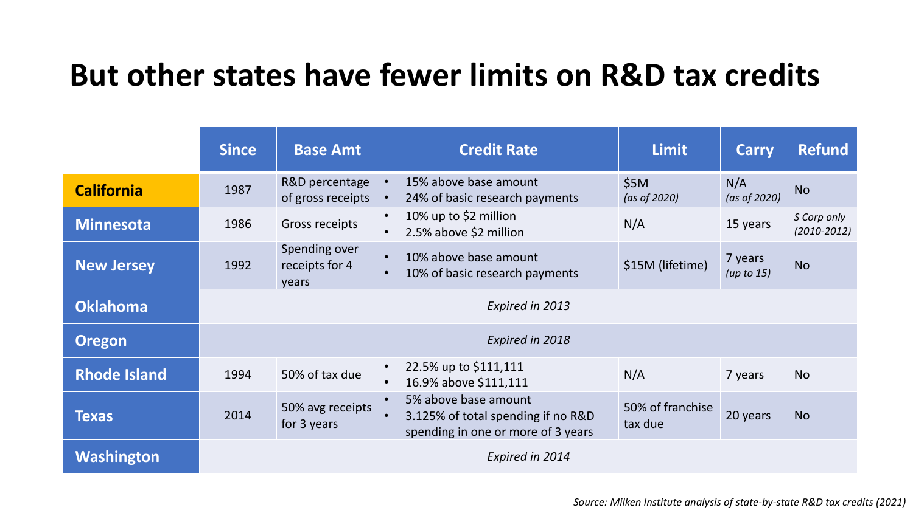# But other states have fewer limits on R&D tax credits

| | Since | Base Amt | Credit Rate | Limit | Carry | Refund |
|---|---|---|---|---|---|---|
| **California** | 1987 | R&D percentage of gross receipts | • 15% above base amount<br>• 24% of basic research payments | $5M *(as of 2020)* | N/A *(as of 2020)* | No |
| **Minnesota** | 1986 | Gross receipts | • 10% up to $2 million<br>• 2.5% above $2 million | N/A | 15 years | *S Corp only (2010-2012)* |
| **New Jersey** | 1992 | Spending over receipts for 4 years | • 10% above base amount<br>• 10% of basic research payments | $15M (lifetime) | 7 years *(up to 15)* | No |
| **Oklahoma** | *Expired in 2013* | | | | | |
| **Oregon** | *Expired in 2018* | | | | | |
| **Rhode Island** | 1994 | 50% of tax due | • 22.5% up to $111,111<br>• 16.9% above $111,111 | N/A | 7 years | No |
| **Texas** | 2014 | 50% avg receipts for 3 years | • 5% above base amount<br>• 3.125% of total spending if no R&D spending in one or more of 3 years | 50% of franchise tax due | 20 years | No |
| **Washington** | *Expired in 2014* | | | | | |

*Source: Milken Institute analysis of state-by-state R&D tax credits (2021)*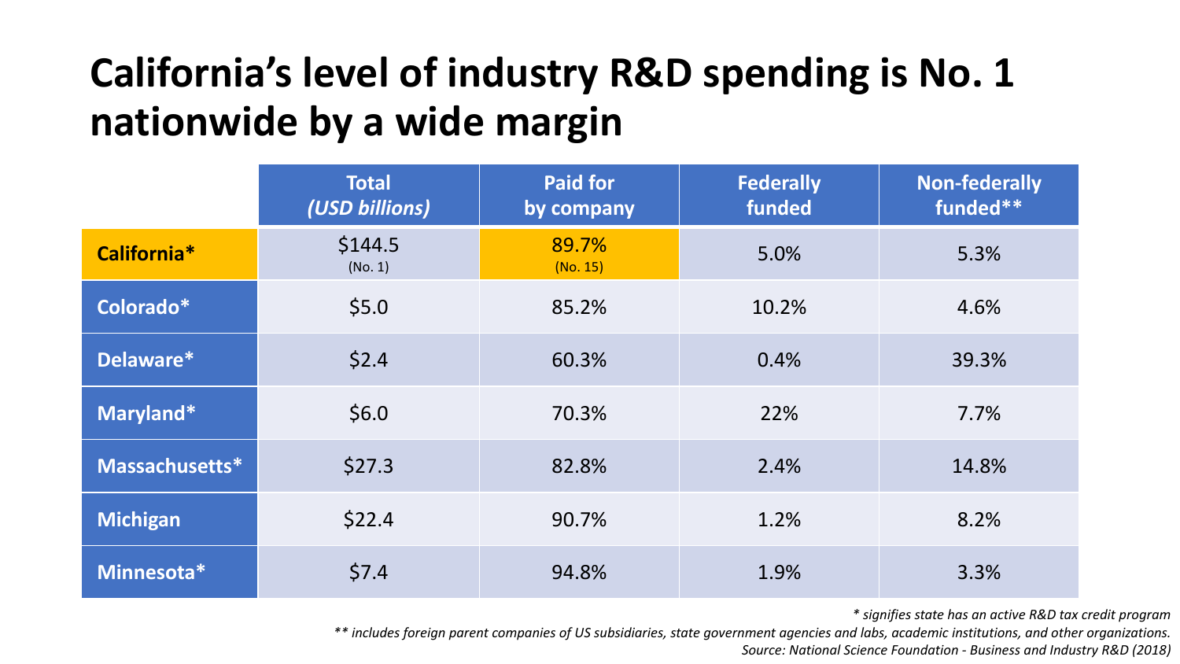# California's level of industry R&D spending is No. 1 nationwide by a wide margin

| | Total *(USD billions)* | Paid for by company | Federally funded | Non-federally funded** |
|---|---|---|---|---|
| **California*** | $144.5 (No. 1) | 89.7% (No. 15) | 5.0% | 5.3% |
| **Colorado*** | $5.0 | 85.2% | 10.2% | 4.6% |
| **Delaware*** | $2.4 | 60.3% | 0.4% | 39.3% |
| **Maryland*** | $6.0 | 70.3% | 22% | 7.7% |
| **Massachusetts*** | $27.3 | 82.8% | 2.4% | 14.8% |
| **Michigan** | $22.4 | 90.7% | 1.2% | 8.2% |
| **Minnesota*** | $7.4 | 94.8% | 1.9% | 3.3% |

*\* signifies state has an active R&D tax credit program*

*\*\* includes foreign parent companies of US subsidiaries, state government agencies and labs, academic institutions, and other organizations.*

*Source: National Science Foundation - Business and Industry R&D (2018)*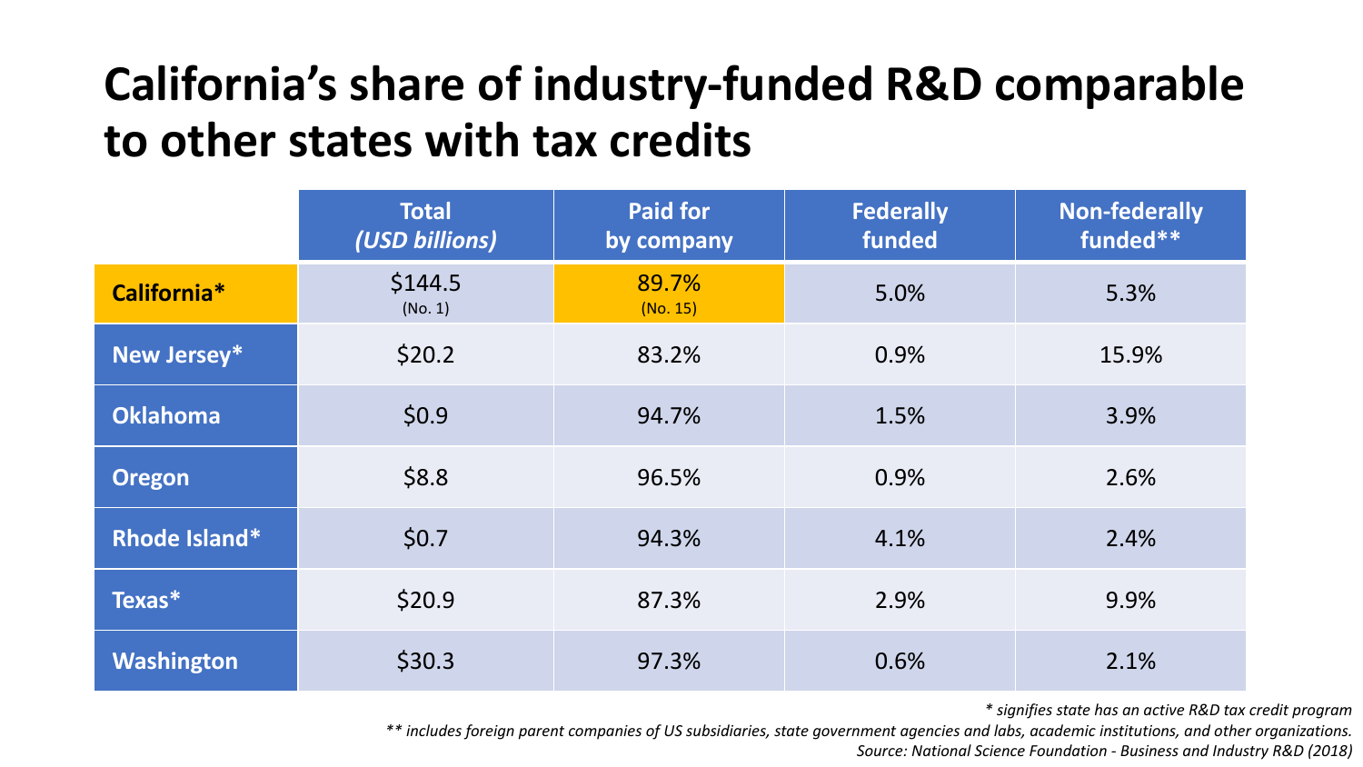# California's share of industry-funded R&D comparable to other states with tax credits

| | Total *(USD billions)* | Paid for by company | Federally funded | Non-federally funded** |
|---|---|---|---|---|
| **California*** | $144.5 (No. 1) | 89.7% (No. 15) | 5.0% | 5.3% |
| **New Jersey*** | $20.2 | 83.2% | 0.9% | 15.9% |
| **Oklahoma** | $0.9 | 94.7% | 1.5% | 3.9% |
| **Oregon** | $8.8 | 96.5% | 0.9% | 2.6% |
| **Rhode Island*** | $0.7 | 94.3% | 4.1% | 2.4% |
| **Texas*** | $20.9 | 87.3% | 2.9% | 9.9% |
| **Washington** | $30.3 | 97.3% | 0.6% | 2.1% |

*\* signifies state has an active R&D tax credit program*

*\*\* includes foreign parent companies of US subsidiaries, state government agencies and labs, academic institutions, and other organizations.*

*Source: National Science Foundation - Business and Industry R&D (2018)*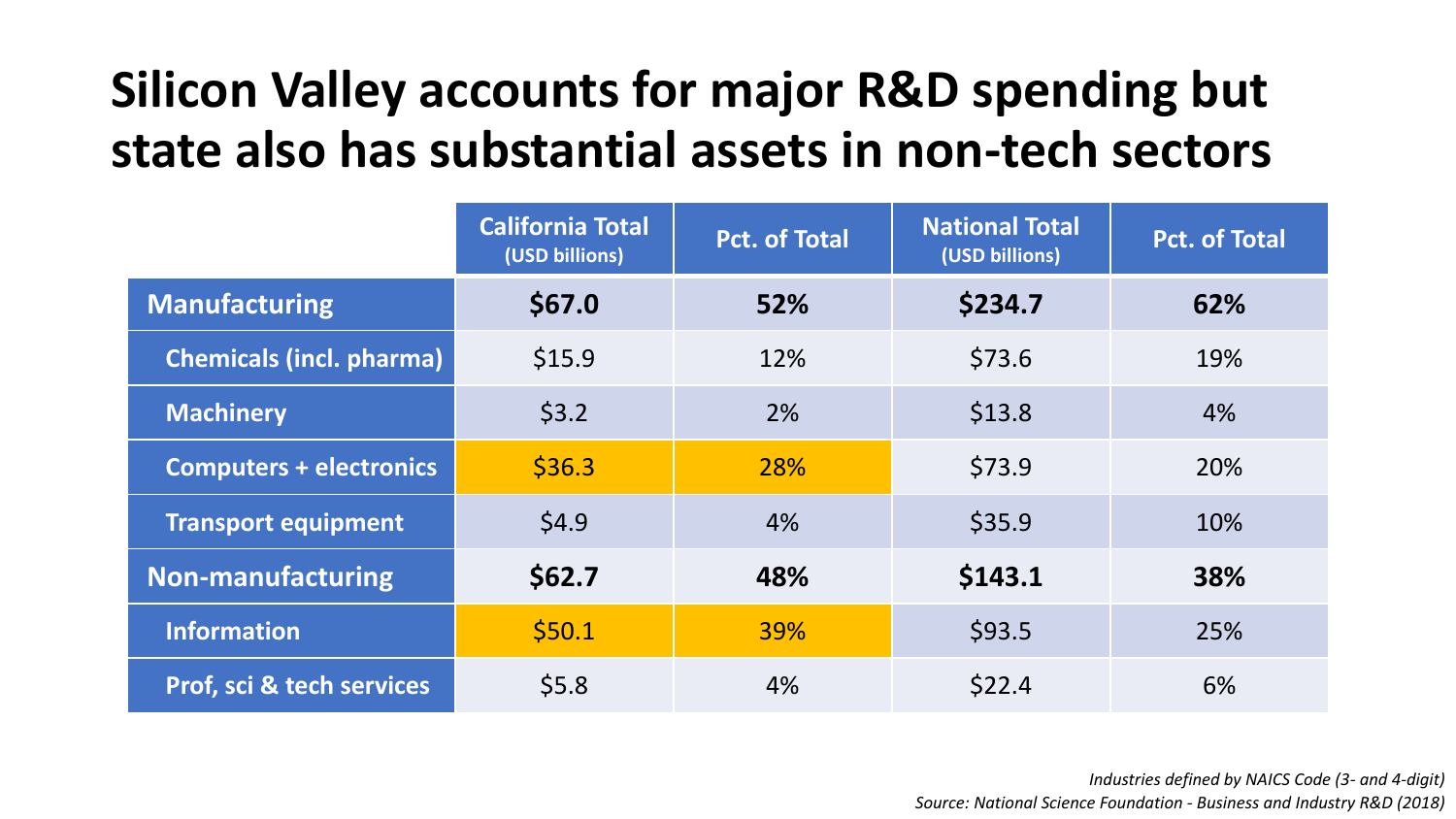# Silicon Valley accounts for major R&D spending but state also has substantial assets in non-tech sectors

| | California Total (USD billions) | Pct. of Total | National Total (USD billions) | Pct. of Total |
|---|---|---|---|---|
| **Manufacturing** | **$67.0** | **52%** | **$234.7** | **62%** |
| Chemicals (incl. pharma) | $15.9 | 12% | $73.6 | 19% |
| Machinery | $3.2 | 2% | $13.8 | 4% |
| Computers + electronics | $36.3 | 28% | $73.9 | 20% |
| Transport equipment | $4.9 | 4% | $35.9 | 10% |
| **Non-manufacturing** | **$62.7** | **48%** | **$143.1** | **38%** |
| Information | $50.1 | 39% | $93.5 | 25% |
| Prof, sci & tech services | $5.8 | 4% | $22.4 | 6% |

*Industries defined by NAICS Code (3- and 4-digit)*

*Source: National Science Foundation - Business and Industry R&D (2018)*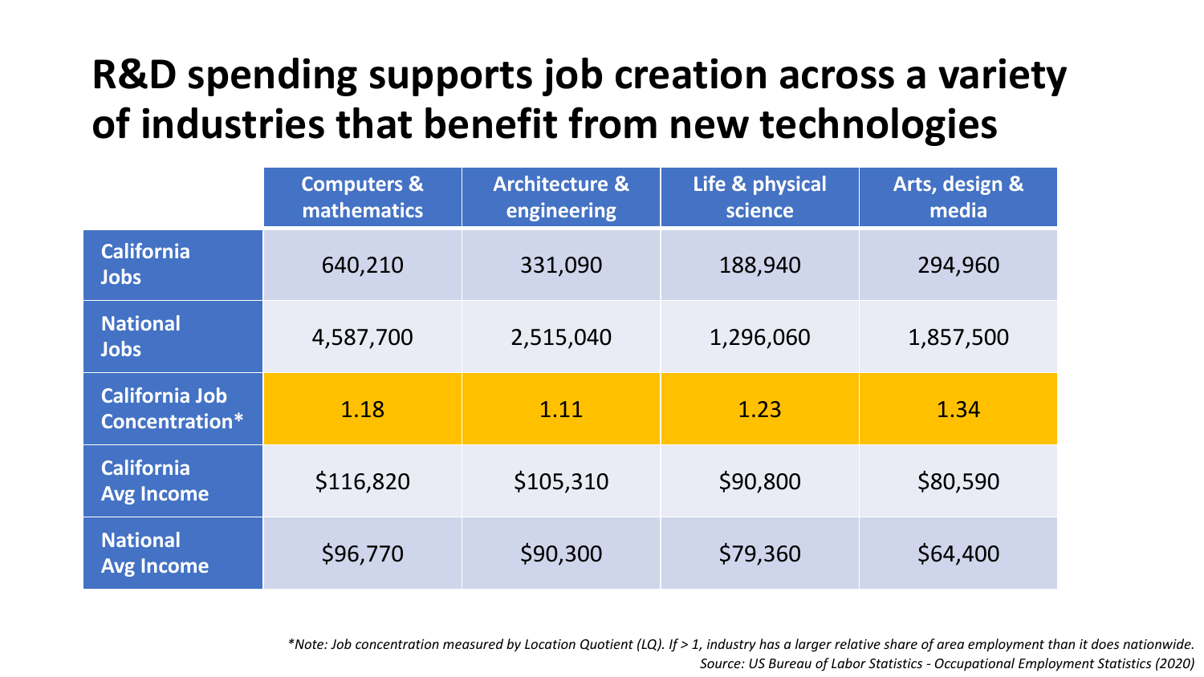# R&D spending supports job creation across a variety of industries that benefit from new technologies

| | Computers & mathematics | Architecture & engineering | Life & physical science | Arts, design & media |
|---|---|---|---|---|
| **California Jobs** | 640,210 | 331,090 | 188,940 | 294,960 |
| **National Jobs** | 4,587,700 | 2,515,040 | 1,296,060 | 1,857,500 |
| **California Job Concentration*** | 1.18 | 1.11 | 1.23 | 1.34 |
| **California Avg Income** | $116,820 | $105,310 | $90,800 | $80,590 |
| **National Avg Income** | $96,770 | $90,300 | $79,360 | $64,400 |

*\*Note: Job concentration measured by Location Quotient (LQ). If > 1, industry has a larger relative share of area employment than it does nationwide.*

*Source: US Bureau of Labor Statistics - Occupational Employment Statistics (2020)*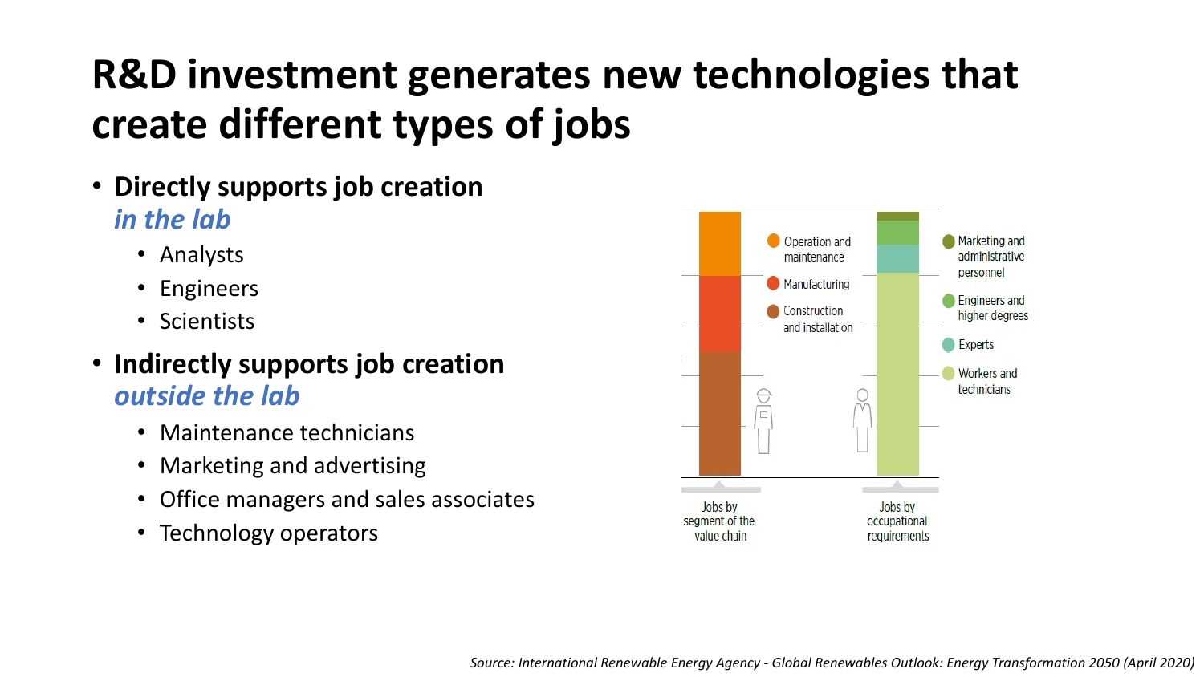# R&D investment generates new technologies that create different types of jobs

- **Directly supports job creation** ***in the lab***
  - Analysts
  - Engineers
  - Scientists
- **Indirectly supports job creation** ***outside the lab***
  - Maintenance technicians
  - Marketing and advertising
  - Office managers and sales associates
  - Technology operators

Operation and maintenance

Manufacturing

Construction and installation

Marketing and administrative personnel

Engineers and higher degrees

Experts

Workers and technicians

Jobs by segment of the value chain

Jobs by occupational requirements

*Source: International Renewable Energy Agency - Global Renewables Outlook: Energy Transformation 2050 (April 2020)*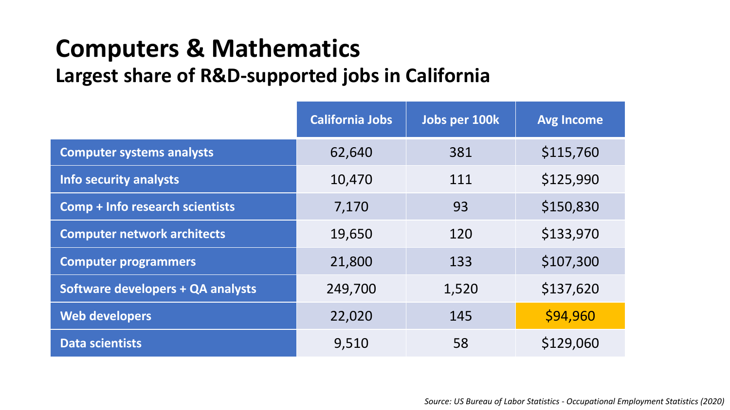# Computers & Mathematics

## Largest share of R&D-supported jobs in California

| | California Jobs | Jobs per 100k | Avg Income |
|---|---|---|---|
| **Computer systems analysts** | 62,640 | 381 | $115,760 |
| **Info security analysts** | 10,470 | 111 | $125,990 |
| **Comp + Info research scientists** | 7,170 | 93 | $150,830 |
| **Computer network architects** | 19,650 | 120 | $133,970 |
| **Computer programmers** | 21,800 | 133 | $107,300 |
| **Software developers + QA analysts** | 249,700 | 1,520 | $137,620 |
| **Web developers** | 22,020 | 145 | $94,960 |
| **Data scientists** | 9,510 | 58 | $129,060 |

*Source: US Bureau of Labor Statistics - Occupational Employment Statistics (2020)*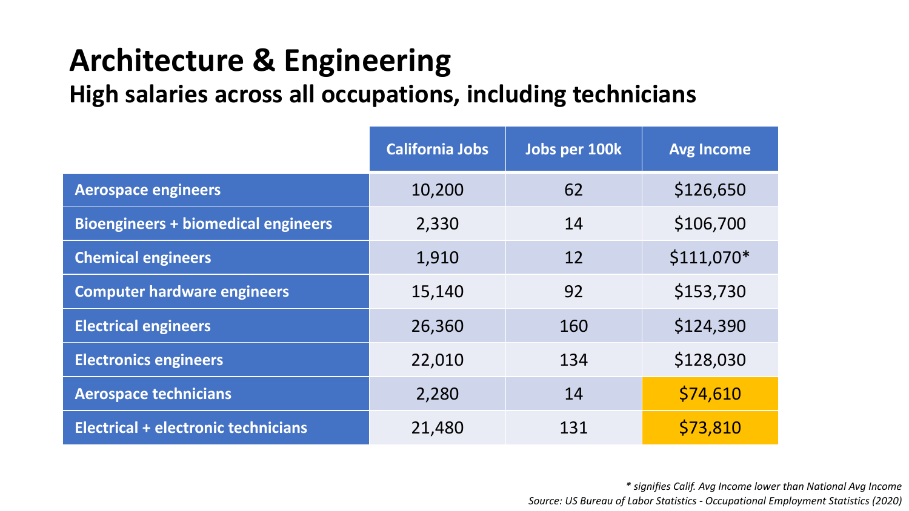# Architecture & Engineering

## High salaries across all occupations, including technicians

| | California Jobs | Jobs per 100k | Avg Income |
|---|---|---|---|
| **Aerospace engineers** | 10,200 | 62 | $126,650 |
| **Bioengineers + biomedical engineers** | 2,330 | 14 | $106,700 |
| **Chemical engineers** | 1,910 | 12 | $111,070* |
| **Computer hardware engineers** | 15,140 | 92 | $153,730 |
| **Electrical engineers** | 26,360 | 160 | $124,390 |
| **Electronics engineers** | 22,010 | 134 | $128,030 |
| **Aerospace technicians** | 2,280 | 14 | $74,610 |
| **Electrical + electronic technicians** | 21,480 | 131 | $73,810 |

*\* signifies Calif. Avg Income lower than National Avg Income*

*Source: US Bureau of Labor Statistics - Occupational Employment Statistics (2020)*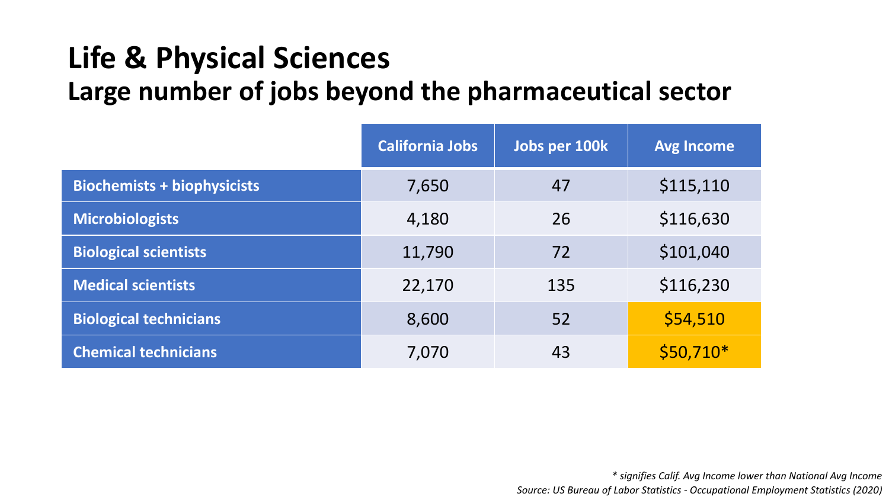# Life & Physical Sciences

## Large number of jobs beyond the pharmaceutical sector

| | California Jobs | Jobs per 100k | Avg Income |
|---|---|---|---|
| **Biochemists + biophysicists** | 7,650 | 47 | $115,110 |
| **Microbiologists** | 4,180 | 26 | $116,630 |
| **Biological scientists** | 11,790 | 72 | $101,040 |
| **Medical scientists** | 22,170 | 135 | $116,230 |
| **Biological technicians** | 8,600 | 52 | $54,510 |
| **Chemical technicians** | 7,070 | 43 | $50,710* |

*\* signifies Calif. Avg Income lower than National Avg Income*

*Source: US Bureau of Labor Statistics - Occupational Employment Statistics (2020)*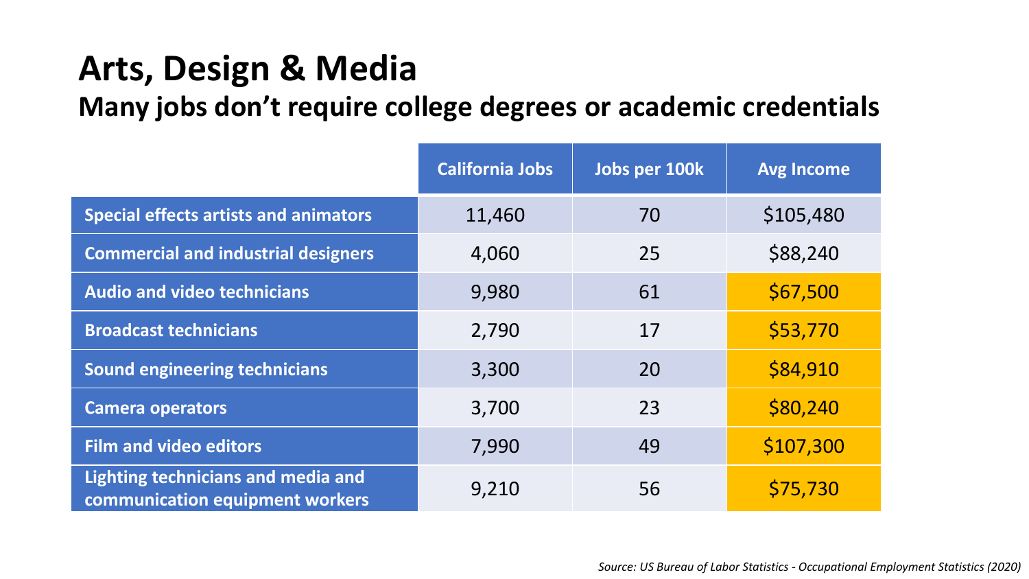# Arts, Design & Media

## Many jobs don't require college degrees or academic credentials

| | California Jobs | Jobs per 100k | Avg Income |
|---|---|---|---|
| **Special effects artists and animators** | 11,460 | 70 | $105,480 |
| **Commercial and industrial designers** | 4,060 | 25 | $88,240 |
| **Audio and video technicians** | 9,980 | 61 | $67,500 |
| **Broadcast technicians** | 2,790 | 17 | $53,770 |
| **Sound engineering technicians** | 3,300 | 20 | $84,910 |
| **Camera operators** | 3,700 | 23 | $80,240 |
| **Film and video editors** | 7,990 | 49 | $107,300 |
| **Lighting technicians and media and communication equipment workers** | 9,210 | 56 | $75,730 |

*Source: US Bureau of Labor Statistics - Occupational Employment Statistics (2020)*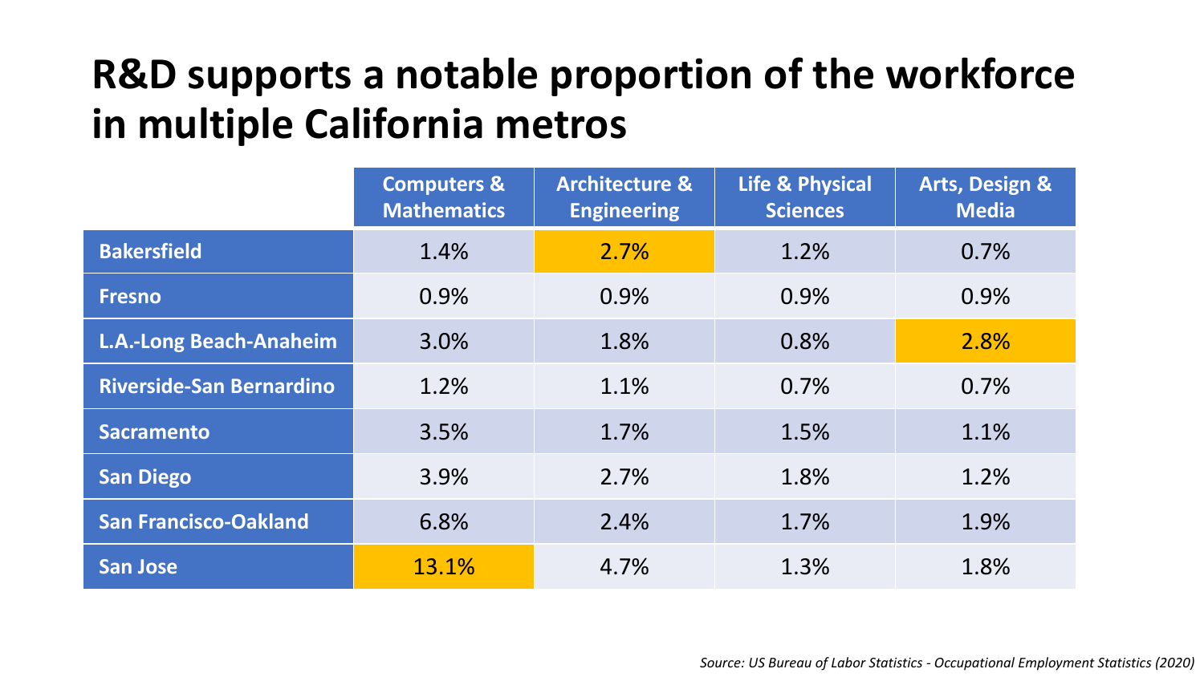# R&D supports a notable proportion of the workforce in multiple California metros

| | Computers & Mathematics | Architecture & Engineering | Life & Physical Sciences | Arts, Design & Media |
|---|---|---|---|---|
| **Bakersfield** | 1.4% | 2.7% | 1.2% | 0.7% |
| **Fresno** | 0.9% | 0.9% | 0.9% | 0.9% |
| **L.A.-Long Beach-Anaheim** | 3.0% | 1.8% | 0.8% | 2.8% |
| **Riverside-San Bernardino** | 1.2% | 1.1% | 0.7% | 0.7% |
| **Sacramento** | 3.5% | 1.7% | 1.5% | 1.1% |
| **San Diego** | 3.9% | 2.7% | 1.8% | 1.2% |
| **San Francisco-Oakland** | 6.8% | 2.4% | 1.7% | 1.9% |
| **San Jose** | 13.1% | 4.7% | 1.3% | 1.8% |

*Source: US Bureau of Labor Statistics - Occupational Employment Statistics (2020)*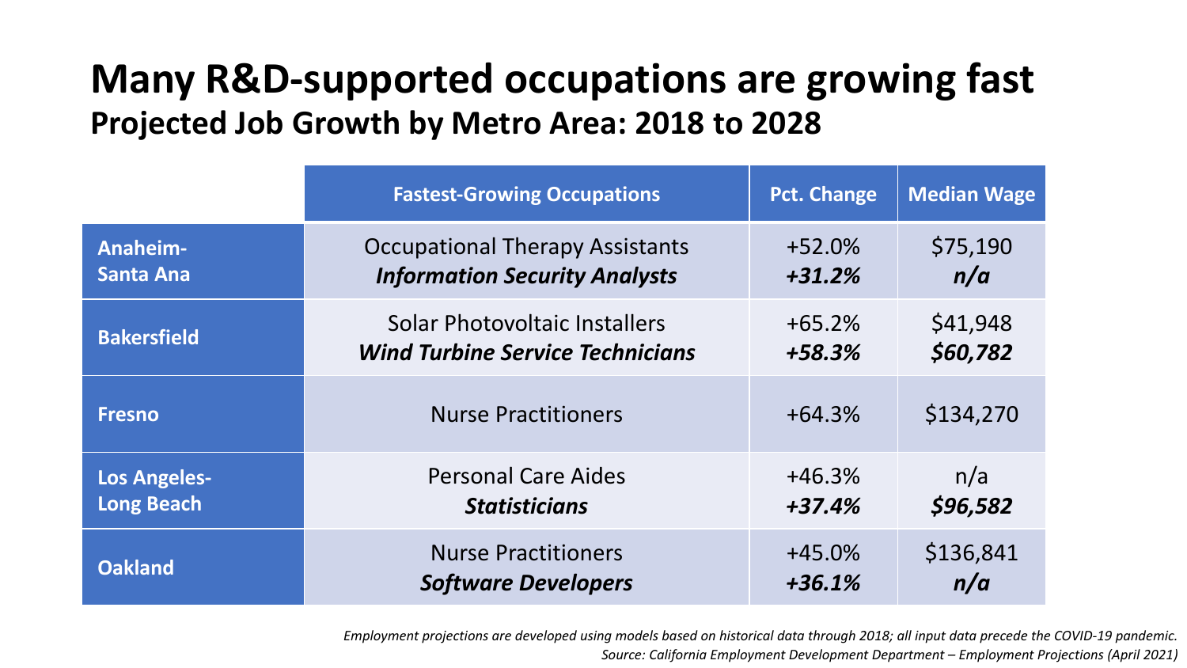# Many R&D-supported occupations are growing fast

## Projected Job Growth by Metro Area: 2018 to 2028

| | Fastest-Growing Occupations | Pct. Change | Median Wage |
|---|---|---|---|
| **Anaheim-Santa Ana** | Occupational Therapy Assistants<br>***Information Security Analysts*** | +52.0%<br>***+31.2%*** | $75,190<br>***n/a*** |
| **Bakersfield** | Solar Photovoltaic Installers<br>***Wind Turbine Service Technicians*** | +65.2%<br>***+58.3%*** | $41,948<br>***$60,782*** |
| **Fresno** | Nurse Practitioners | +64.3% | $134,270 |
| **Los Angeles-Long Beach** | Personal Care Aides<br>***Statisticians*** | +46.3%<br>***+37.4%*** | n/a<br>***$96,582*** |
| **Oakland** | Nurse Practitioners<br>***Software Developers*** | +45.0%<br>***+36.1%*** | $136,841<br>***n/a*** |

*Employment projections are developed using models based on historical data through 2018; all input data precede the COVID-19 pandemic.*

*Source: California Employment Development Department – Employment Projections (April 2021)*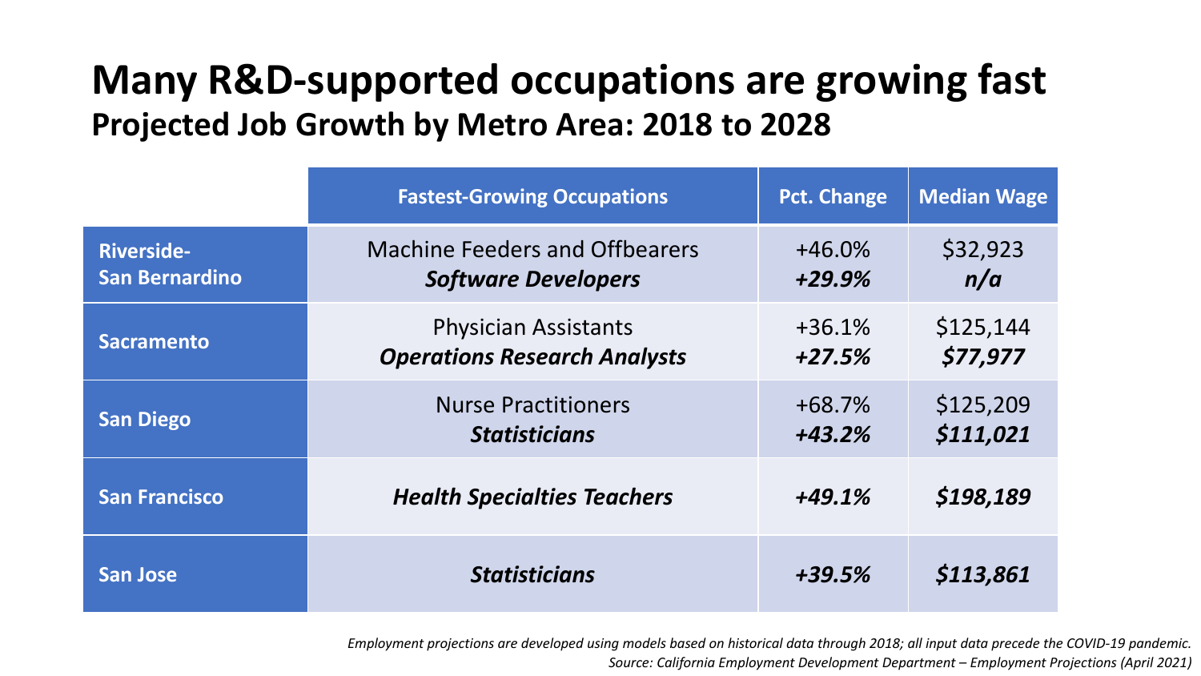# Many R&D-supported occupations are growing fast

## Projected Job Growth by Metro Area: 2018 to 2028

| | Fastest-Growing Occupations | Pct. Change | Median Wage |
|---|---|---|---|
| **Riverside-San Bernardino** | Machine Feeders and Offbearers<br>***Software Developers*** | +46.0%<br>***+29.9%*** | $32,923<br>***n/a*** |
| **Sacramento** | Physician Assistants<br>***Operations Research Analysts*** | +36.1%<br>***+27.5%*** | $125,144<br>***$77,977*** |
| **San Diego** | Nurse Practitioners<br>***Statisticians*** | +68.7%<br>***+43.2%*** | $125,209<br>***$111,021*** |
| **San Francisco** | ***Health Specialties Teachers*** | ***+49.1%*** | ***$198,189*** |
| **San Jose** | ***Statisticians*** | ***+39.5%*** | ***$113,861*** |

*Employment projections are developed using models based on historical data through 2018; all input data precede the COVID-19 pandemic.*

*Source: California Employment Development Department – Employment Projections (April 2021)*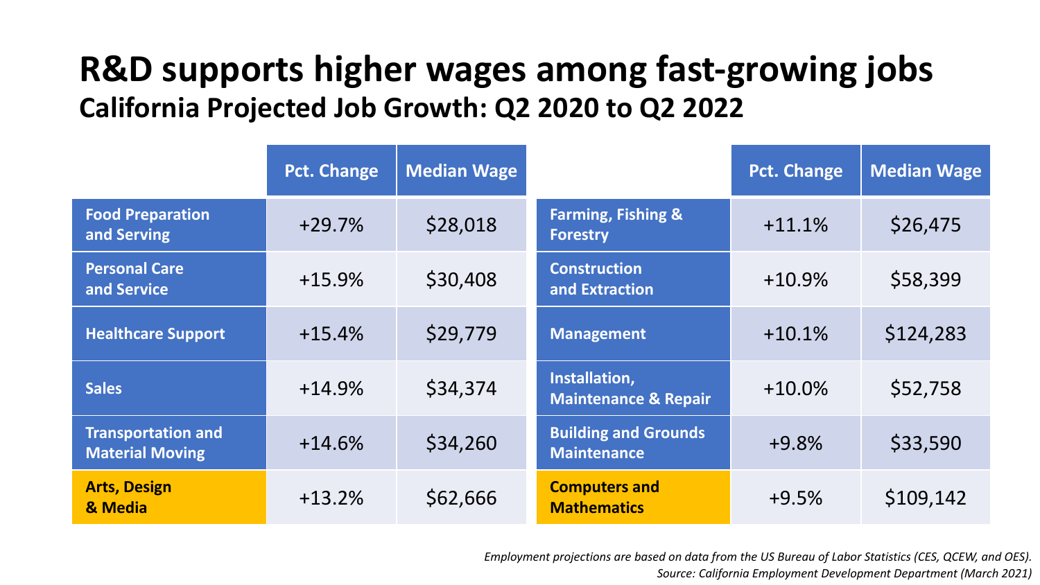# R&D supports higher wages among fast-growing jobs

## California Projected Job Growth: Q2 2020 to Q2 2022

| | Pct. Change | Median Wage |
|---|---|---|
| **Food Preparation and Serving** | +29.7% | $28,018 |
| **Personal Care and Service** | +15.9% | $30,408 |
| **Healthcare Support** | +15.4% | $29,779 |
| **Sales** | +14.9% | $34,374 |
| **Transportation and Material Moving** | +14.6% | $34,260 |
| **Arts, Design & Media** | +13.2% | $62,666 |

| | Pct. Change | Median Wage |
|---|---|---|
| **Farming, Fishing & Forestry** | +11.1% | $26,475 |
| **Construction and Extraction** | +10.9% | $58,399 |
| **Management** | +10.1% | $124,283 |
| **Installation, Maintenance & Repair** | +10.0% | $52,758 |
| **Building and Grounds Maintenance** | +9.8% | $33,590 |
| **Computers and Mathematics** | +9.5% | $109,142 |

*Employment projections are based on data from the US Bureau of Labor Statistics (CES, QCEW, and OES).*
*Source: California Employment Development Department (March 2021)*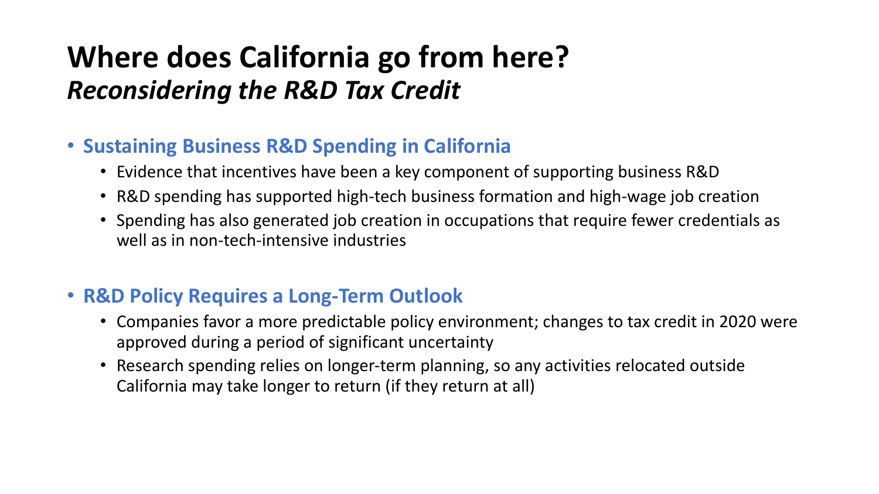# Where does California go from here?

## *Reconsidering the R&D Tax Credit*

- **Sustaining Business R&D Spending in California**
  - Evidence that incentives have been a key component of supporting business R&D
  - R&D spending has supported high-tech business formation and high-wage job creation
  - Spending has also generated job creation in occupations that require fewer credentials as well as in non-tech-intensive industries

- **R&D Policy Requires a Long-Term Outlook**
  - Companies favor a more predictable policy environment; changes to tax credit in 2020 were approved during a period of significant uncertainty
  - Research spending relies on longer-term planning, so any activities relocated outside California may take longer to return (if they return at all)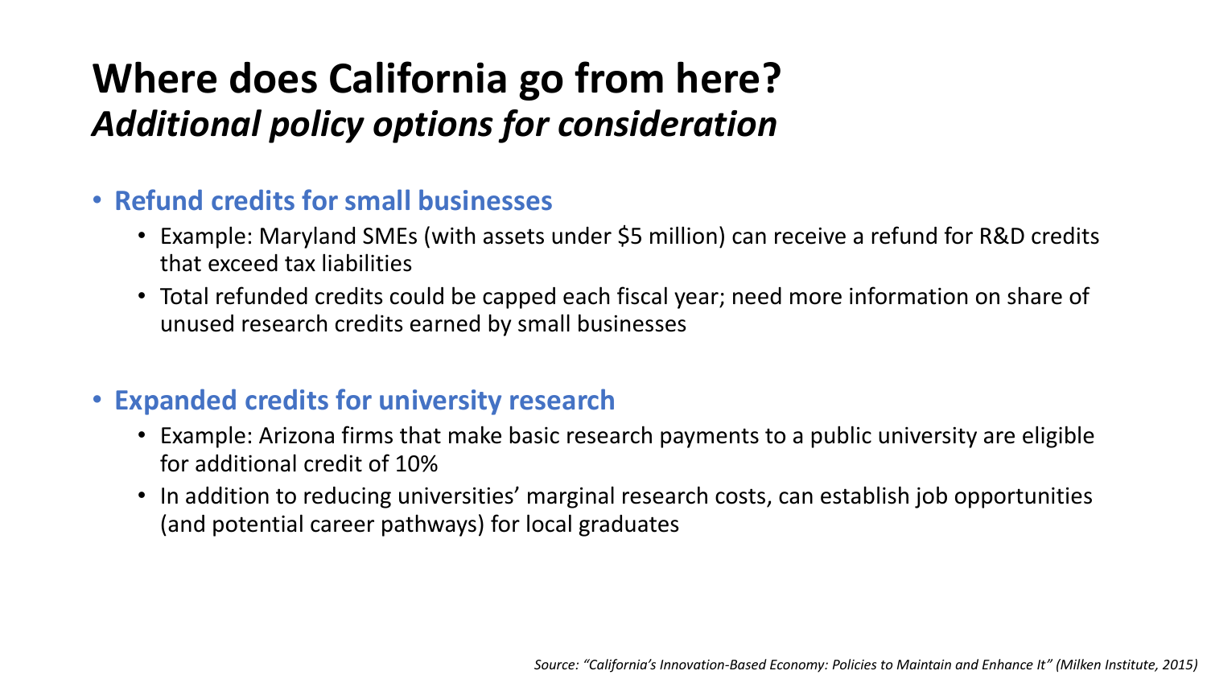# Where does California go from here?
## *Additional policy options for consideration*

- **Refund credits for small businesses**
  - Example: Maryland SMEs (with assets under $5 million) can receive a refund for R&D credits that exceed tax liabilities
  - Total refunded credits could be capped each fiscal year; need more information on share of unused research credits earned by small businesses

- **Expanded credits for university research**
  - Example: Arizona firms that make basic research payments to a public university are eligible for additional credit of 10%
  - In addition to reducing universities' marginal research costs, can establish job opportunities (and potential career pathways) for local graduates

*Source: "California's Innovation-Based Economy: Policies to Maintain and Enhance It" (Milken Institute, 2015)*